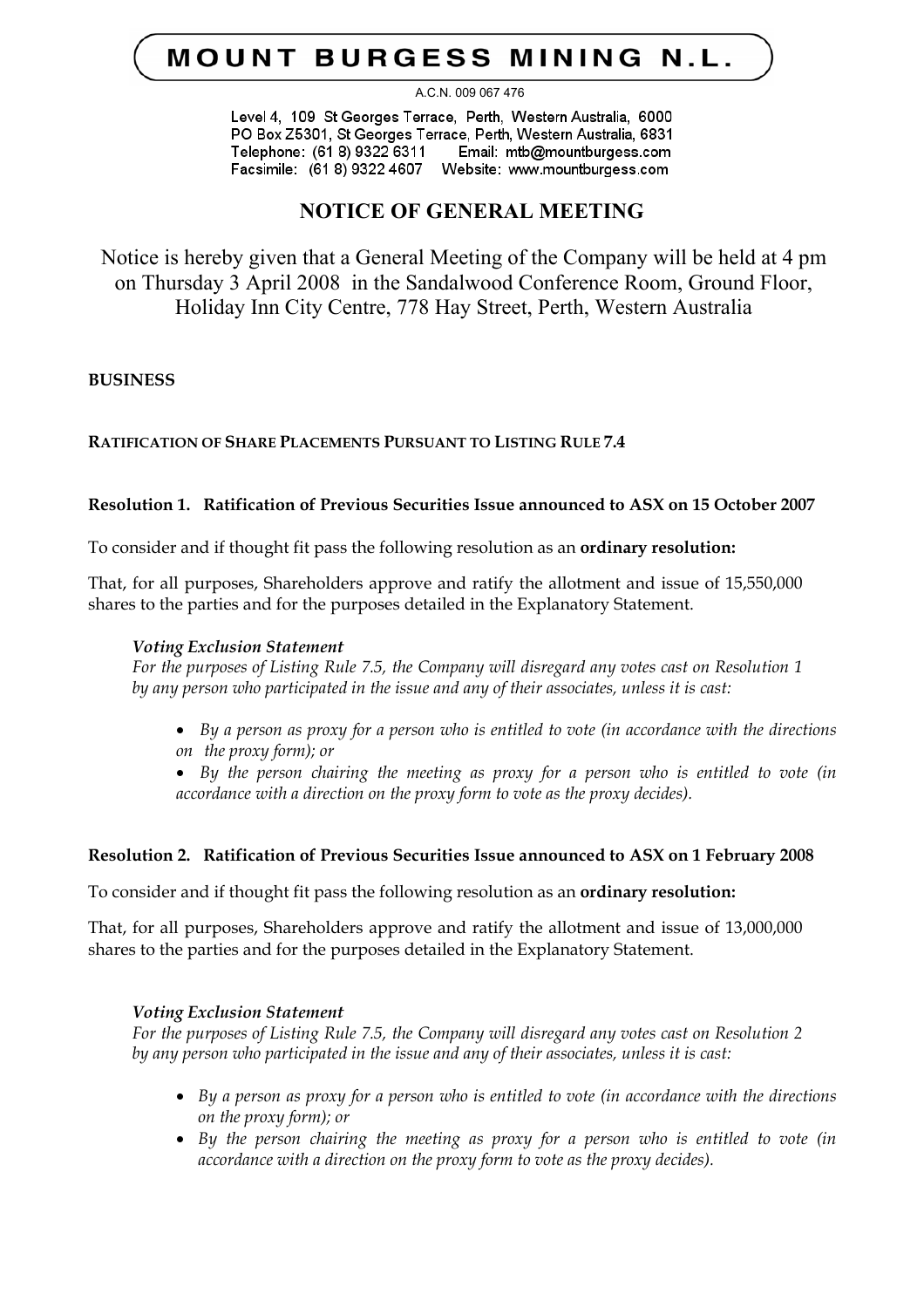# MOUNT BURGESS MINING N.L.

A.C.N. 009 067 476

Level 4, 109 St Georges Terrace, Perth, Western Australia, 6000
PO Box Z5301, St Georges Terrace, Perth, Western Australia, 6831
Telephone: (61 8) 9322 6311 Email: mtb@mountburgess.com
Facsimile: (61 8) 9322 4607 Website: www.mountburgess.com

## NOTICE OF GENERAL MEETING

Notice is hereby given that a General Meeting of the Company will be held at 4 pm on Thursday 3 April 2008 in the Sandalwood Conference Room, Ground Floor, Holiday Inn City Centre, 778 Hay Street, Perth, Western Australia

**BUSINESS**

**RATIFICATION OF SHARE PLACEMENTS PURSUANT TO LISTING RULE 7.4**

**Resolution 1. Ratification of Previous Securities Issue announced to ASX on 15 October 2007**

To consider and if thought fit pass the following resolution as an **ordinary resolution:**

That, for all purposes, Shareholders approve and ratify the allotment and issue of 15,550,000 shares to the parties and for the purposes detailed in the Explanatory Statement.

***Voting Exclusion Statement***
*For the purposes of Listing Rule 7.5, the Company will disregard any votes cast on Resolution 1 by any person who participated in the issue and any of their associates, unless it is cast:*

- *By a person as proxy for a person who is entitled to vote (in accordance with the directions on the proxy form); or*
- *By the person chairing the meeting as proxy for a person who is entitled to vote (in accordance with a direction on the proxy form to vote as the proxy decides).*

**Resolution 2. Ratification of Previous Securities Issue announced to ASX on 1 February 2008**

To consider and if thought fit pass the following resolution as an **ordinary resolution:**

That, for all purposes, Shareholders approve and ratify the allotment and issue of 13,000,000 shares to the parties and for the purposes detailed in the Explanatory Statement.

***Voting Exclusion Statement***
*For the purposes of Listing Rule 7.5, the Company will disregard any votes cast on Resolution 2 by any person who participated in the issue and any of their associates, unless it is cast:*

- *By a person as proxy for a person who is entitled to vote (in accordance with the directions on the proxy form); or*
- *By the person chairing the meeting as proxy for a person who is entitled to vote (in accordance with a direction on the proxy form to vote as the proxy decides).*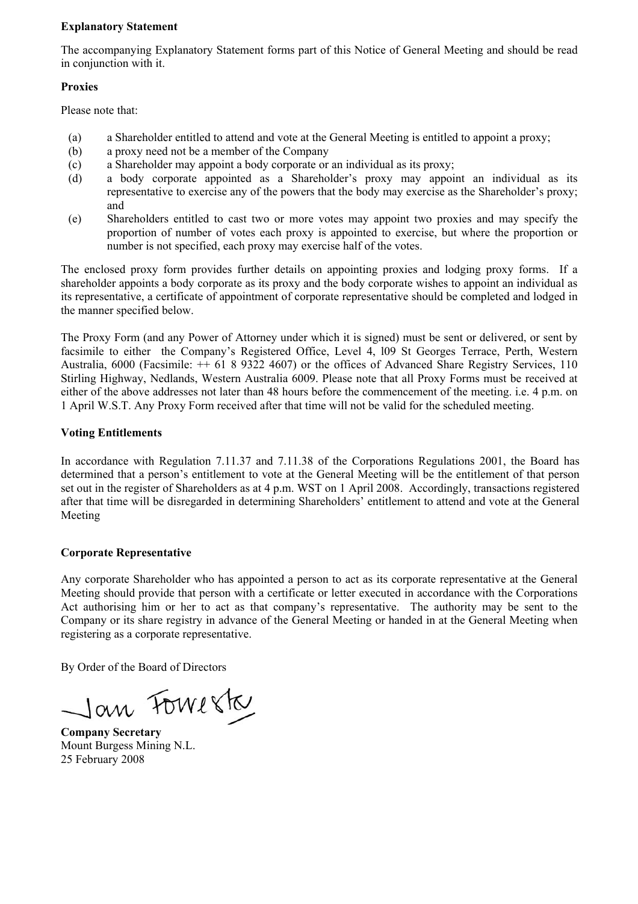**Explanatory Statement**

The accompanying Explanatory Statement forms part of this Notice of General Meeting and should be read in conjunction with it.

**Proxies**

Please note that:

(a) a Shareholder entitled to attend and vote at the General Meeting is entitled to appoint a proxy;

(b) a proxy need not be a member of the Company

(c) a Shareholder may appoint a body corporate or an individual as its proxy;

(d) a body corporate appointed as a Shareholder's proxy may appoint an individual as its representative to exercise any of the powers that the body may exercise as the Shareholder's proxy; and

(e) Shareholders entitled to cast two or more votes may appoint two proxies and may specify the proportion of number of votes each proxy is appointed to exercise, but where the proportion or number is not specified, each proxy may exercise half of the votes.

The enclosed proxy form provides further details on appointing proxies and lodging proxy forms. If a shareholder appoints a body corporate as its proxy and the body corporate wishes to appoint an individual as its representative, a certificate of appointment of corporate representative should be completed and lodged in the manner specified below.

The Proxy Form (and any Power of Attorney under which it is signed) must be sent or delivered, or sent by facsimile to either the Company's Registered Office, Level 4, l09 St Georges Terrace, Perth, Western Australia, 6000 (Facsimile: ++ 61 8 9322 4607) or the offices of Advanced Share Registry Services, 110 Stirling Highway, Nedlands, Western Australia 6009. Please note that all Proxy Forms must be received at either of the above addresses not later than 48 hours before the commencement of the meeting. i.e. 4 p.m. on 1 April W.S.T. Any Proxy Form received after that time will not be valid for the scheduled meeting.

**Voting Entitlements**

In accordance with Regulation 7.11.37 and 7.11.38 of the Corporations Regulations 2001, the Board has determined that a person's entitlement to vote at the General Meeting will be the entitlement of that person set out in the register of Shareholders as at 4 p.m. WST on 1 April 2008. Accordingly, transactions registered after that time will be disregarded in determining Shareholders' entitlement to attend and vote at the General Meeting

**Corporate Representative**

Any corporate Shareholder who has appointed a person to act as its corporate representative at the General Meeting should provide that person with a certificate or letter executed in accordance with the Corporations Act authorising him or her to act as that company's representative. The authority may be sent to the Company or its share registry in advance of the General Meeting or handed in at the General Meeting when registering as a corporate representative.

By Order of the Board of Directors

Jan Forrester

**Company Secretary**
Mount Burgess Mining N.L.
25 February 2008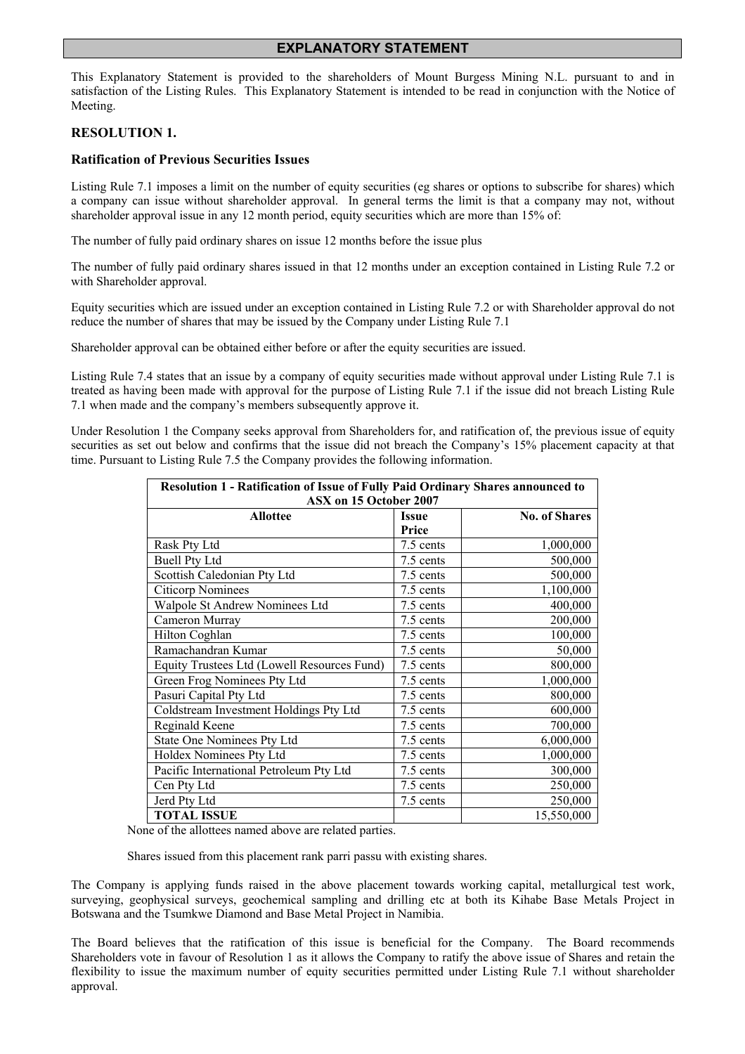# EXPLANATORY STATEMENT

This Explanatory Statement is provided to the shareholders of Mount Burgess Mining N.L. pursuant to and in satisfaction of the Listing Rules. This Explanatory Statement is intended to be read in conjunction with the Notice of Meeting.

## RESOLUTION 1.

### Ratification of Previous Securities Issues

Listing Rule 7.1 imposes a limit on the number of equity securities (eg shares or options to subscribe for shares) which a company can issue without shareholder approval. In general terms the limit is that a company may not, without shareholder approval issue in any 12 month period, equity securities which are more than 15% of:

The number of fully paid ordinary shares on issue 12 months before the issue plus

The number of fully paid ordinary shares issued in that 12 months under an exception contained in Listing Rule 7.2 or with Shareholder approval.

Equity securities which are issued under an exception contained in Listing Rule 7.2 or with Shareholder approval do not reduce the number of shares that may be issued by the Company under Listing Rule 7.1

Shareholder approval can be obtained either before or after the equity securities are issued.

Listing Rule 7.4 states that an issue by a company of equity securities made without approval under Listing Rule 7.1 is treated as having been made with approval for the purpose of Listing Rule 7.1 if the issue did not breach Listing Rule 7.1 when made and the company's members subsequently approve it.

Under Resolution 1 the Company seeks approval from Shareholders for, and ratification of, the previous issue of equity securities as set out below and confirms that the issue did not breach the Company's 15% placement capacity at that time. Pursuant to Listing Rule 7.5 the Company provides the following information.

| Resolution 1 - Ratification of Issue of Fully Paid Ordinary Shares announced to ASX on 15 October 2007 | | |
|---|---|---|
| **Allottee** | **Issue Price** | **No. of Shares** |
| Rask Pty Ltd | 7.5 cents | 1,000,000 |
| Buell Pty Ltd | 7.5 cents | 500,000 |
| Scottish Caledonian Pty Ltd | 7.5 cents | 500,000 |
| Citicorp Nominees | 7.5 cents | 1,100,000 |
| Walpole St Andrew Nominees Ltd | 7.5 cents | 400,000 |
| Cameron Murray | 7.5 cents | 200,000 |
| Hilton Coghlan | 7.5 cents | 100,000 |
| Ramachandran Kumar | 7.5 cents | 50,000 |
| Equity Trustees Ltd (Lowell Resources Fund) | 7.5 cents | 800,000 |
| Green Frog Nominees Pty Ltd | 7.5 cents | 1,000,000 |
| Pasuri Capital Pty Ltd | 7.5 cents | 800,000 |
| Coldstream Investment Holdings Pty Ltd | 7.5 cents | 600,000 |
| Reginald Keene | 7.5 cents | 700,000 |
| State One Nominees Pty Ltd | 7.5 cents | 6,000,000 |
| Holdex Nominees Pty Ltd | 7.5 cents | 1,000,000 |
| Pacific International Petroleum Pty Ltd | 7.5 cents | 300,000 |
| Cen Pty Ltd | 7.5 cents | 250,000 |
| Jerd Pty Ltd | 7.5 cents | 250,000 |
| **TOTAL ISSUE** | | 15,550,000 |

None of the allottees named above are related parties.

Shares issued from this placement rank parri passu with existing shares.

The Company is applying funds raised in the above placement towards working capital, metallurgical test work, surveying, geophysical surveys, geochemical sampling and drilling etc at both its Kihabe Base Metals Project in Botswana and the Tsumkwe Diamond and Base Metal Project in Namibia.

The Board believes that the ratification of this issue is beneficial for the Company. The Board recommends Shareholders vote in favour of Resolution 1 as it allows the Company to ratify the above issue of Shares and retain the flexibility to issue the maximum number of equity securities permitted under Listing Rule 7.1 without shareholder approval.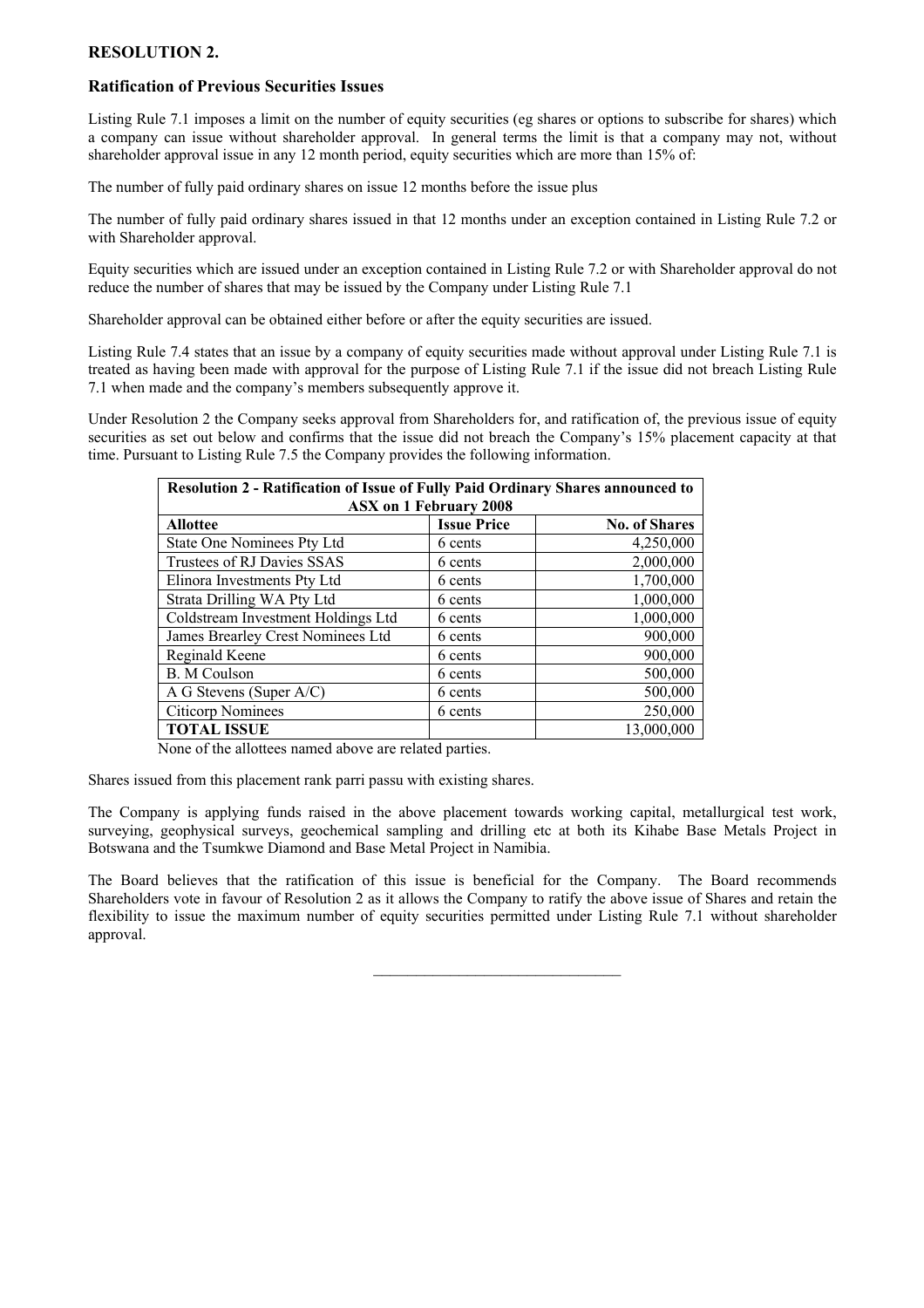## RESOLUTION 2.

### Ratification of Previous Securities Issues

Listing Rule 7.1 imposes a limit on the number of equity securities (eg shares or options to subscribe for shares) which a company can issue without shareholder approval. In general terms the limit is that a company may not, without shareholder approval issue in any 12 month period, equity securities which are more than 15% of:

The number of fully paid ordinary shares on issue 12 months before the issue plus

The number of fully paid ordinary shares issued in that 12 months under an exception contained in Listing Rule 7.2 or with Shareholder approval.

Equity securities which are issued under an exception contained in Listing Rule 7.2 or with Shareholder approval do not reduce the number of shares that may be issued by the Company under Listing Rule 7.1

Shareholder approval can be obtained either before or after the equity securities are issued.

Listing Rule 7.4 states that an issue by a company of equity securities made without approval under Listing Rule 7.1 is treated as having been made with approval for the purpose of Listing Rule 7.1 if the issue did not breach Listing Rule 7.1 when made and the company's members subsequently approve it.

Under Resolution 2 the Company seeks approval from Shareholders for, and ratification of, the previous issue of equity securities as set out below and confirms that the issue did not breach the Company's 15% placement capacity at that time. Pursuant to Listing Rule 7.5 the Company provides the following information.

| **Resolution 2 - Ratification of Issue of Fully Paid Ordinary Shares announced to ASX on 1 February 2008** | | |
|---|---|---|
| **Allottee** | **Issue Price** | **No. of Shares** |
| State One Nominees Pty Ltd | 6 cents | 4,250,000 |
| Trustees of RJ Davies SSAS | 6 cents | 2,000,000 |
| Elinora Investments Pty Ltd | 6 cents | 1,700,000 |
| Strata Drilling WA Pty Ltd | 6 cents | 1,000,000 |
| Coldstream Investment Holdings Ltd | 6 cents | 1,000,000 |
| James Brearley Crest Nominees Ltd | 6 cents | 900,000 |
| Reginald Keene | 6 cents | 900,000 |
| B. M Coulson | 6 cents | 500,000 |
| A G Stevens (Super A/C) | 6 cents | 500,000 |
| Citicorp Nominees | 6 cents | 250,000 |
| **TOTAL ISSUE** | | 13,000,000 |

None of the allottees named above are related parties.

Shares issued from this placement rank parri passu with existing shares.

The Company is applying funds raised in the above placement towards working capital, metallurgical test work, surveying, geophysical surveys, geochemical sampling and drilling etc at both its Kihabe Base Metals Project in Botswana and the Tsumkwe Diamond and Base Metal Project in Namibia.

The Board believes that the ratification of this issue is beneficial for the Company. The Board recommends Shareholders vote in favour of Resolution 2 as it allows the Company to ratify the above issue of Shares and retain the flexibility to issue the maximum number of equity securities permitted under Listing Rule 7.1 without shareholder approval.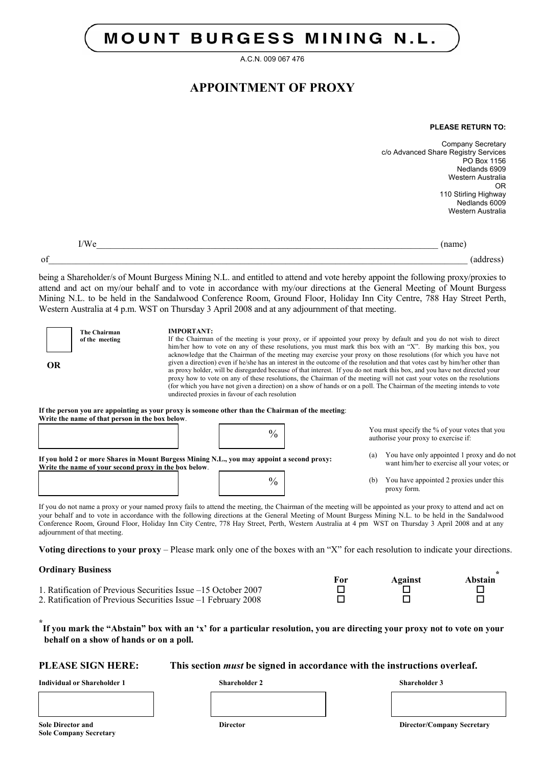# MOUNT BURGESS MINING N.L.

A.C.N. 009 067 476

## APPOINTMENT OF PROXY

**PLEASE RETURN TO:**

Company Secretary
c/o Advanced Share Registry Services
PO Box 1156
Nedlands 6909
Western Australia
OR
110 Stirling Highway
Nedlands 6009
Western Australia

I/We\_\_\_\_\_\_\_\_\_\_\_\_\_\_\_\_\_\_\_\_\_\_\_\_\_\_\_\_\_\_\_\_\_\_\_\_\_\_\_\_\_\_\_\_\_\_\_\_\_\_\_\_\_\_\_\_\_\_\_\_ (name)

of\_\_\_\_\_\_\_\_\_\_\_\_\_\_\_\_\_\_\_\_\_\_\_\_\_\_\_\_\_\_\_\_\_\_\_\_\_\_\_\_\_\_\_\_\_\_\_\_\_\_\_\_\_\_\_\_\_\_\_\_\_\_\_\_\_\_\_ (address)

being a Shareholder/s of Mount Burgess Mining N.L. and entitled to attend and vote hereby appoint the following proxy/proxies to attend and act on my/our behalf and to vote in accordance with my/our directions at the General Meeting of Mount Burgess Mining N.L. to be held in the Sandalwood Conference Room, Ground Floor, Holiday Inn City Centre, 788 Hay Street Perth, Western Australia at 4 p.m. WST on Thursday 3 April 2008 and at any adjournment of that meeting.

☐ **The Chairman of the meeting**

**OR**

**IMPORTANT:**
If the Chairman of the meeting is your proxy, or if appointed your proxy by default and you do not wish to direct him/her how to vote on any of these resolutions, you must mark this box with an "X". By marking this box, you acknowledge that the Chairman of the meeting may exercise your proxy on those resolutions (for which you have not given a direction) even if he/she has an interest in the outcome of the resolution and that votes cast by him/her other than as proxy holder, will be disregarded because of that interest. If you do not mark this box, and you have not directed your proxy how to vote on any of these resolutions, the Chairman of the meeting will not cast your votes on the resolutions (for which you have not given a direction) on a show of hands or on a poll. The Chairman of the meeting intends to vote undirected proxies in favour of each resolution

**If the person you are appointing as your proxy is someone other than the Chairman of the meeting: Write the name of that person in the box below.**

☐ \_\_\_\_\_\_\_\_\_\_ %

**If you hold 2 or more Shares in Mount Burgess Mining N.L., you may appoint a second proxy: Write the name of your second proxy in the box below.**

☐ \_\_\_\_\_\_\_\_\_\_ %

You must specify the % of your votes that you authorise your proxy to exercise if:

(a) You have only appointed 1 proxy and do not want him/her to exercise all your votes; or

(b) You have appointed 2 proxies under this proxy form.

If you do not name a proxy or your named proxy fails to attend the meeting, the Chairman of the meeting will be appointed as your proxy to attend and act on your behalf and to vote in accordance with the following directions at the General Meeting of Mount Burgess Mining N.L. to be held in the Sandalwood Conference Room, Ground Floor, Holiday Inn City Centre, 778 Hay Street, Perth, Western Australia at 4 pm WST on Thursday 3 April 2008 and at any adjournment of that meeting.

**Voting directions to your proxy** – Please mark only one of the boxes with an "X" for each resolution to indicate your directions.

**Ordinary Business**

| | For | Against | Abstain* |
|---|---|---|---|
| 1. Ratification of Previous Securities Issue –15 October 2007 | ☐ | ☐ | ☐ |
| 2. Ratification of Previous Securities Issue –1 February 2008 | ☐ | ☐ | ☐ |

* **If you mark the "Abstain" box with an 'x' for a particular resolution, you are directing your proxy not to vote on your behalf on a show of hands or on a poll.**

**PLEASE SIGN HERE:** **This section *must* be signed in accordance with the instructions overleaf.**

| Individual or Shareholder 1 | Shareholder 2 | Shareholder 3 |
|---|---|---|
| | | |
| Sole Director and Sole Company Secretary | Director | Director/Company Secretary |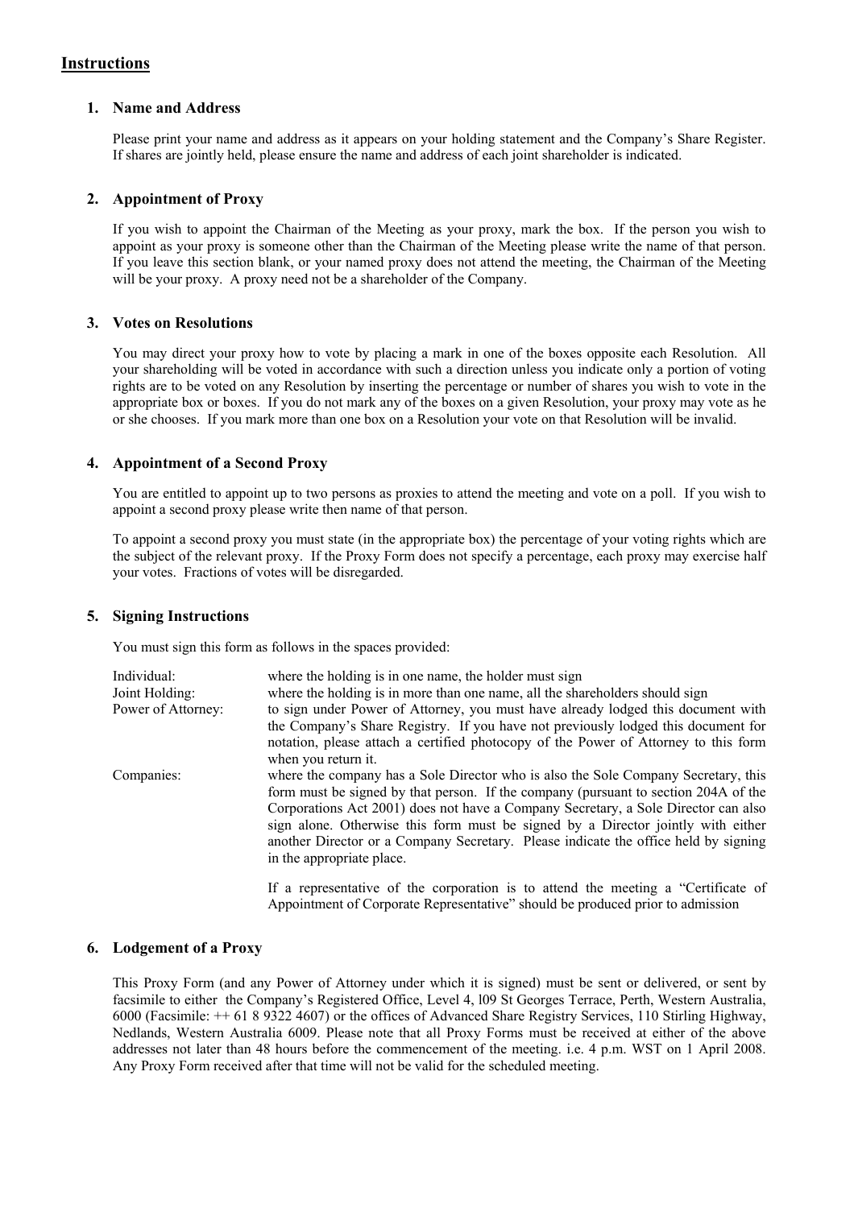## Instructions

### 1. Name and Address

Please print your name and address as it appears on your holding statement and the Company's Share Register. If shares are jointly held, please ensure the name and address of each joint shareholder is indicated.

### 2. Appointment of Proxy

If you wish to appoint the Chairman of the Meeting as your proxy, mark the box. If the person you wish to appoint as your proxy is someone other than the Chairman of the Meeting please write the name of that person. If you leave this section blank, or your named proxy does not attend the meeting, the Chairman of the Meeting will be your proxy. A proxy need not be a shareholder of the Company.

### 3. Votes on Resolutions

You may direct your proxy how to vote by placing a mark in one of the boxes opposite each Resolution. All your shareholding will be voted in accordance with such a direction unless you indicate only a portion of voting rights are to be voted on any Resolution by inserting the percentage or number of shares you wish to vote in the appropriate box or boxes. If you do not mark any of the boxes on a given Resolution, your proxy may vote as he or she chooses. If you mark more than one box on a Resolution your vote on that Resolution will be invalid.

### 4. Appointment of a Second Proxy

You are entitled to appoint up to two persons as proxies to attend the meeting and vote on a poll. If you wish to appoint a second proxy please write then name of that person.

To appoint a second proxy you must state (in the appropriate box) the percentage of your voting rights which are the subject of the relevant proxy. If the Proxy Form does not specify a percentage, each proxy may exercise half your votes. Fractions of votes will be disregarded.

### 5. Signing Instructions

You must sign this form as follows in the spaces provided:

| | |
|---|---|
| Individual: | where the holding is in one name, the holder must sign |
| Joint Holding: | where the holding is in more than one name, all the shareholders should sign |
| Power of Attorney: | to sign under Power of Attorney, you must have already lodged this document with the Company's Share Registry. If you have not previously lodged this document for notation, please attach a certified photocopy of the Power of Attorney to this form when you return it. |
| Companies: | where the company has a Sole Director who is also the Sole Company Secretary, this form must be signed by that person. If the company (pursuant to section 204A of the Corporations Act 2001) does not have a Company Secretary, a Sole Director can also sign alone. Otherwise this form must be signed by a Director jointly with either another Director or a Company Secretary. Please indicate the office held by signing in the appropriate place. |
| | If a representative of the corporation is to attend the meeting a "Certificate of Appointment of Corporate Representative" should be produced prior to admission |

### 6. Lodgement of a Proxy

This Proxy Form (and any Power of Attorney under which it is signed) must be sent or delivered, or sent by facsimile to either the Company's Registered Office, Level 4, l09 St Georges Terrace, Perth, Western Australia, 6000 (Facsimile: ++ 61 8 9322 4607) or the offices of Advanced Share Registry Services, 110 Stirling Highway, Nedlands, Western Australia 6009. Please note that all Proxy Forms must be received at either of the above addresses not later than 48 hours before the commencement of the meeting. i.e. 4 p.m. WST on 1 April 2008. Any Proxy Form received after that time will not be valid for the scheduled meeting.